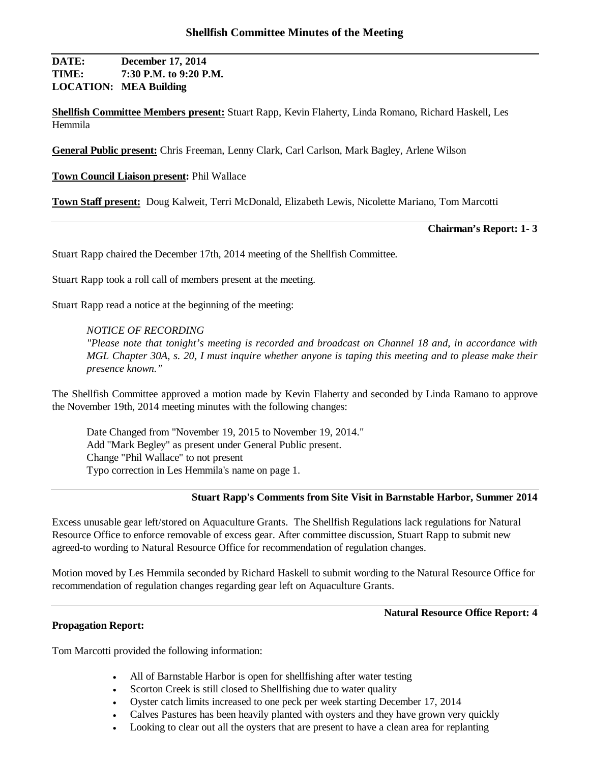# Shellfish Committee Minutes of the Meeting

**DATE:** **December 17, 2014**
**TIME:** **7:30 P.M. to 9:20 P.M.**
**LOCATION:** **MEA Building**

**Shellfish Committee Members present:** Stuart Rapp, Kevin Flaherty, Linda Romano, Richard Haskell, Les Hemmila

**General Public present:** Chris Freeman, Lenny Clark, Carl Carlson, Mark Bagley, Arlene Wilson

**Town Council Liaison present:** Phil Wallace

**Town Staff present:** Doug Kalweit, Terri McDonald, Elizabeth Lewis, Nicolette Mariano, Tom Marcotti

---

**Chairman's Report: 1- 3**

Stuart Rapp chaired the December 17th, 2014 meeting of the Shellfish Committee.

Stuart Rapp took a roll call of members present at the meeting.

Stuart Rapp read a notice at the beginning of the meeting:

> *NOTICE OF RECORDING*
> *"Please note that tonight's meeting is recorded and broadcast on Channel 18 and, in accordance with MGL Chapter 30A, s. 20, I must inquire whether anyone is taping this meeting and to please make their presence known."*

The Shellfish Committee approved a motion made by Kevin Flaherty and seconded by Linda Ramano to approve the November 19th, 2014 meeting minutes with the following changes:

> Date Changed from "November 19, 2015 to November 19, 2014."
> Add "Mark Begley" as present under General Public present.
> Change "Phil Wallace" to not present
> Typo correction in Les Hemmila's name on page 1.

---

**Stuart Rapp's Comments from Site Visit in Barnstable Harbor, Summer 2014**

Excess unusable gear left/stored on Aquaculture Grants. The Shellfish Regulations lack regulations for Natural Resource Office to enforce removable of excess gear. After committee discussion, Stuart Rapp to submit new agreed-to wording to Natural Resource Office for recommendation of regulation changes.

Motion moved by Les Hemmila seconded by Richard Haskell to submit wording to the Natural Resource Office for recommendation of regulation changes regarding gear left on Aquaculture Grants.

---

**Natural Resource Office Report: 4**

**Propagation Report:**

Tom Marcotti provided the following information:

- All of Barnstable Harbor is open for shellfishing after water testing
- Scorton Creek is still closed to Shellfishing due to water quality
- Oyster catch limits increased to one peck per week starting December 17, 2014
- Calves Pastures has been heavily planted with oysters and they have grown very quickly
- Looking to clear out all the oysters that are present to have a clean area for replanting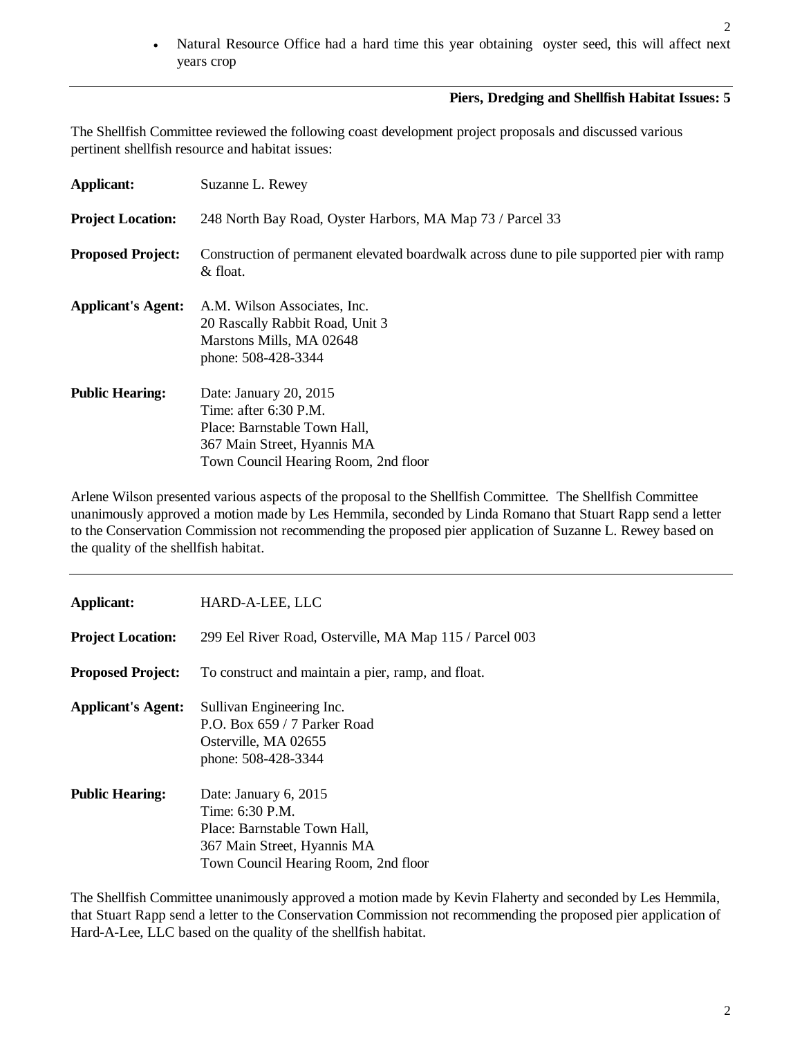- Natural Resource Office had a hard time this year obtaining oyster seed, this will affect next years crop

---

**Piers, Dredging and Shellfish Habitat Issues: 5**

The Shellfish Committee reviewed the following coast development project proposals and discussed various pertinent shellfish resource and habitat issues:

| | |
|---|---|
| **Applicant:** | Suzanne L. Rewey |
| **Project Location:** | 248 North Bay Road, Oyster Harbors, MA Map 73 / Parcel 33 |
| **Proposed Project:** | Construction of permanent elevated boardwalk across dune to pile supported pier with ramp & float. |
| **Applicant's Agent:** | A.M. Wilson Associates, Inc.<br>20 Rascally Rabbit Road, Unit 3<br>Marstons Mills, MA 02648<br>phone: 508-428-3344 |
| **Public Hearing:** | Date: January 20, 2015<br>Time: after 6:30 P.M.<br>Place: Barnstable Town Hall,<br>367 Main Street, Hyannis MA<br>Town Council Hearing Room, 2nd floor |

Arlene Wilson presented various aspects of the proposal to the Shellfish Committee. The Shellfish Committee unanimously approved a motion made by Les Hemmila, seconded by Linda Romano that Stuart Rapp send a letter to the Conservation Commission not recommending the proposed pier application of Suzanne L. Rewey based on the quality of the shellfish habitat.

---

| | |
|---|---|
| **Applicant:** | HARD-A-LEE, LLC |
| **Project Location:** | 299 Eel River Road, Osterville, MA Map 115 / Parcel 003 |
| **Proposed Project:** | To construct and maintain a pier, ramp, and float. |
| **Applicant's Agent:** | Sullivan Engineering Inc.<br>P.O. Box 659 / 7 Parker Road<br>Osterville, MA 02655<br>phone: 508-428-3344 |
| **Public Hearing:** | Date: January 6, 2015<br>Time: 6:30 P.M.<br>Place: Barnstable Town Hall,<br>367 Main Street, Hyannis MA<br>Town Council Hearing Room, 2nd floor |

The Shellfish Committee unanimously approved a motion made by Kevin Flaherty and seconded by Les Hemmila, that Stuart Rapp send a letter to the Conservation Commission not recommending the proposed pier application of Hard-A-Lee, LLC based on the quality of the shellfish habitat.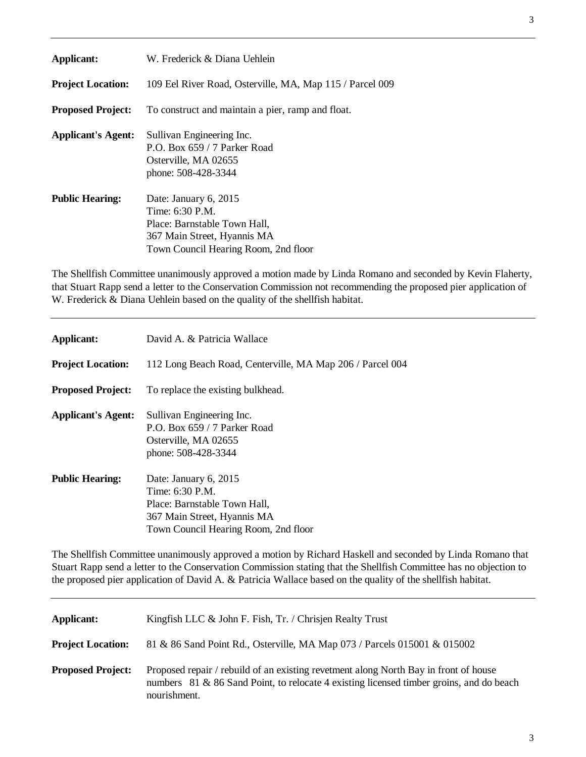---

**Applicant:** W. Frederick & Diana Uehlein

**Project Location:** 109 Eel River Road, Osterville, MA, Map 115 / Parcel 009

**Proposed Project:** To construct and maintain a pier, ramp and float.

**Applicant's Agent:** Sullivan Engineering Inc.
P.O. Box 659 / 7 Parker Road
Osterville, MA 02655
phone: 508-428-3344

**Public Hearing:** Date: January 6, 2015
Time: 6:30 P.M.
Place: Barnstable Town Hall,
367 Main Street, Hyannis MA
Town Council Hearing Room, 2nd floor

The Shellfish Committee unanimously approved a motion made by Linda Romano and seconded by Kevin Flaherty, that Stuart Rapp send a letter to the Conservation Commission not recommending the proposed pier application of W. Frederick & Diana Uehlein based on the quality of the shellfish habitat.

---

**Applicant:** David A. & Patricia Wallace

**Project Location:** 112 Long Beach Road, Centerville, MA Map 206 / Parcel 004

**Proposed Project:** To replace the existing bulkhead.

**Applicant's Agent:** Sullivan Engineering Inc.
P.O. Box 659 / 7 Parker Road
Osterville, MA 02655
phone: 508-428-3344

**Public Hearing:** Date: January 6, 2015
Time: 6:30 P.M.
Place: Barnstable Town Hall,
367 Main Street, Hyannis MA
Town Council Hearing Room, 2nd floor

The Shellfish Committee unanimously approved a motion by Richard Haskell and seconded by Linda Romano that Stuart Rapp send a letter to the Conservation Commission stating that the Shellfish Committee has no objection to the proposed pier application of David A. & Patricia Wallace based on the quality of the shellfish habitat.

---

**Applicant:** Kingfish LLC & John F. Fish, Tr. / Chrisjen Realty Trust

**Project Location:** 81 & 86 Sand Point Rd., Osterville, MA Map 073 / Parcels 015001 & 015002

**Proposed Project:** Proposed repair / rebuild of an existing revetment along North Bay in front of house numbers 81 & 86 Sand Point, to relocate 4 existing licensed timber groins, and do beach nourishment.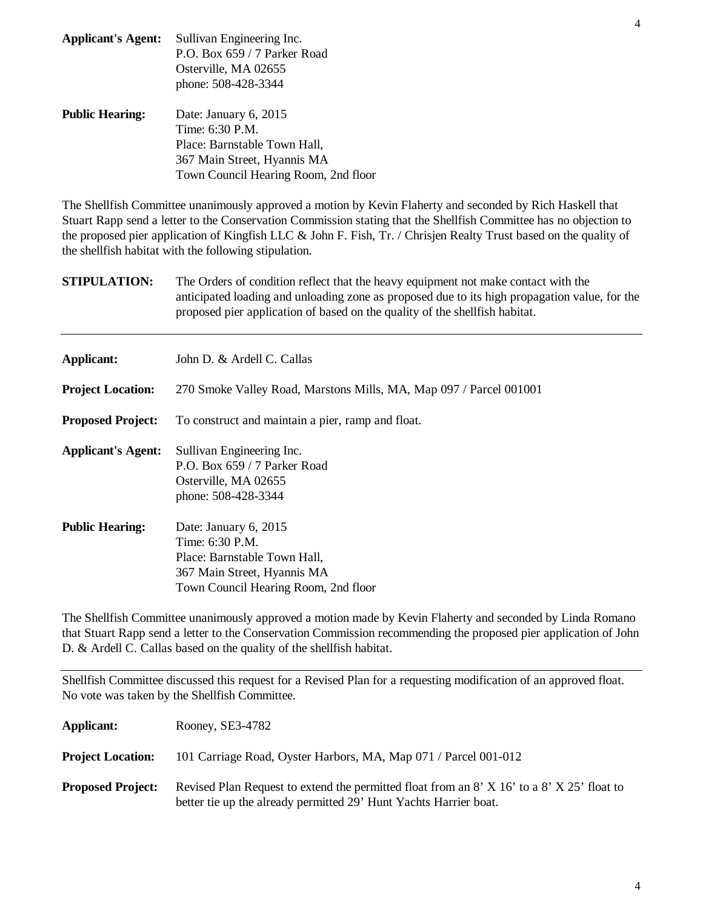| | |
|---|---|
| **Applicant's Agent:** | Sullivan Engineering Inc.<br>P.O. Box 659 / 7 Parker Road<br>Osterville, MA 02655<br>phone: 508-428-3344 |
| **Public Hearing:** | Date: January 6, 2015<br>Time: 6:30 P.M.<br>Place: Barnstable Town Hall,<br>367 Main Street, Hyannis MA<br>Town Council Hearing Room, 2nd floor |

The Shellfish Committee unanimously approved a motion by Kevin Flaherty and seconded by Rich Haskell that Stuart Rapp send a letter to the Conservation Commission stating that the Shellfish Committee has no objection to the proposed pier application of Kingfish LLC & John F. Fish, Tr. / Chrisjen Realty Trust based on the quality of the shellfish habitat with the following stipulation.

| | |
|---|---|
| **STIPULATION:** | The Orders of condition reflect that the heavy equipment not make contact with the anticipated loading and unloading zone as proposed due to its high propagation value, for the proposed pier application of based on the quality of the shellfish habitat. |

---

| | |
|---|---|
| **Applicant:** | John D. & Ardell C. Callas |
| **Project Location:** | 270 Smoke Valley Road, Marstons Mills, MA, Map 097 / Parcel 001001 |
| **Proposed Project:** | To construct and maintain a pier, ramp and float. |
| **Applicant's Agent:** | Sullivan Engineering Inc.<br>P.O. Box 659 / 7 Parker Road<br>Osterville, MA 02655<br>phone: 508-428-3344 |
| **Public Hearing:** | Date: January 6, 2015<br>Time: 6:30 P.M.<br>Place: Barnstable Town Hall,<br>367 Main Street, Hyannis MA<br>Town Council Hearing Room, 2nd floor |

The Shellfish Committee unanimously approved a motion made by Kevin Flaherty and seconded by Linda Romano that Stuart Rapp send a letter to the Conservation Commission recommending the proposed pier application of John D. & Ardell C. Callas based on the quality of the shellfish habitat.

---

Shellfish Committee discussed this request for a Revised Plan for a requesting modification of an approved float. No vote was taken by the Shellfish Committee.

| | |
|---|---|
| **Applicant:** | Rooney, SE3-4782 |
| **Project Location:** | 101 Carriage Road, Oyster Harbors, MA, Map 071 / Parcel 001-012 |
| **Proposed Project:** | Revised Plan Request to extend the permitted float from an 8' X 16' to a 8' X 25' float to better tie up the already permitted 29' Hunt Yachts Harrier boat. |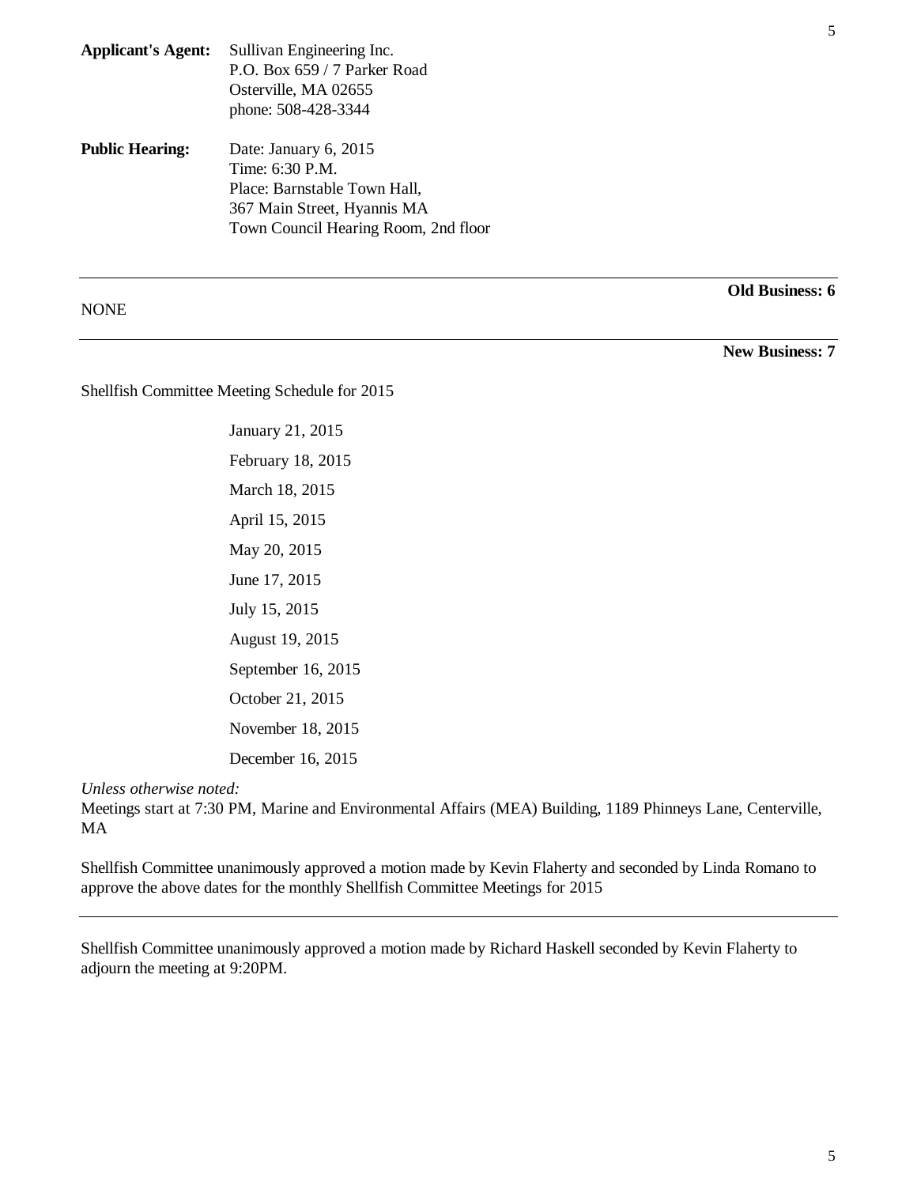**Applicant's Agent:** Sullivan Engineering Inc.
P.O. Box 659 / 7 Parker Road
Osterville, MA 02655
phone: 508-428-3344

**Public Hearing:** Date: January 6, 2015
Time: 6:30 P.M.
Place: Barnstable Town Hall,
367 Main Street, Hyannis MA
Town Council Hearing Room, 2nd floor

---

**Old Business: 6**

NONE

---

**New Business: 7**

Shellfish Committee Meeting Schedule for 2015

January 21, 2015
February 18, 2015
March 18, 2015
April 15, 2015
May 20, 2015
June 17, 2015
July 15, 2015
August 19, 2015
September 16, 2015
October 21, 2015
November 18, 2015
December 16, 2015

*Unless otherwise noted:*
Meetings start at 7:30 PM, Marine and Environmental Affairs (MEA) Building, 1189 Phinneys Lane, Centerville, MA

Shellfish Committee unanimously approved a motion made by Kevin Flaherty and seconded by Linda Romano to approve the above dates for the monthly Shellfish Committee Meetings for 2015

---

Shellfish Committee unanimously approved a motion made by Richard Haskell seconded by Kevin Flaherty to adjourn the meeting at 9:20PM.